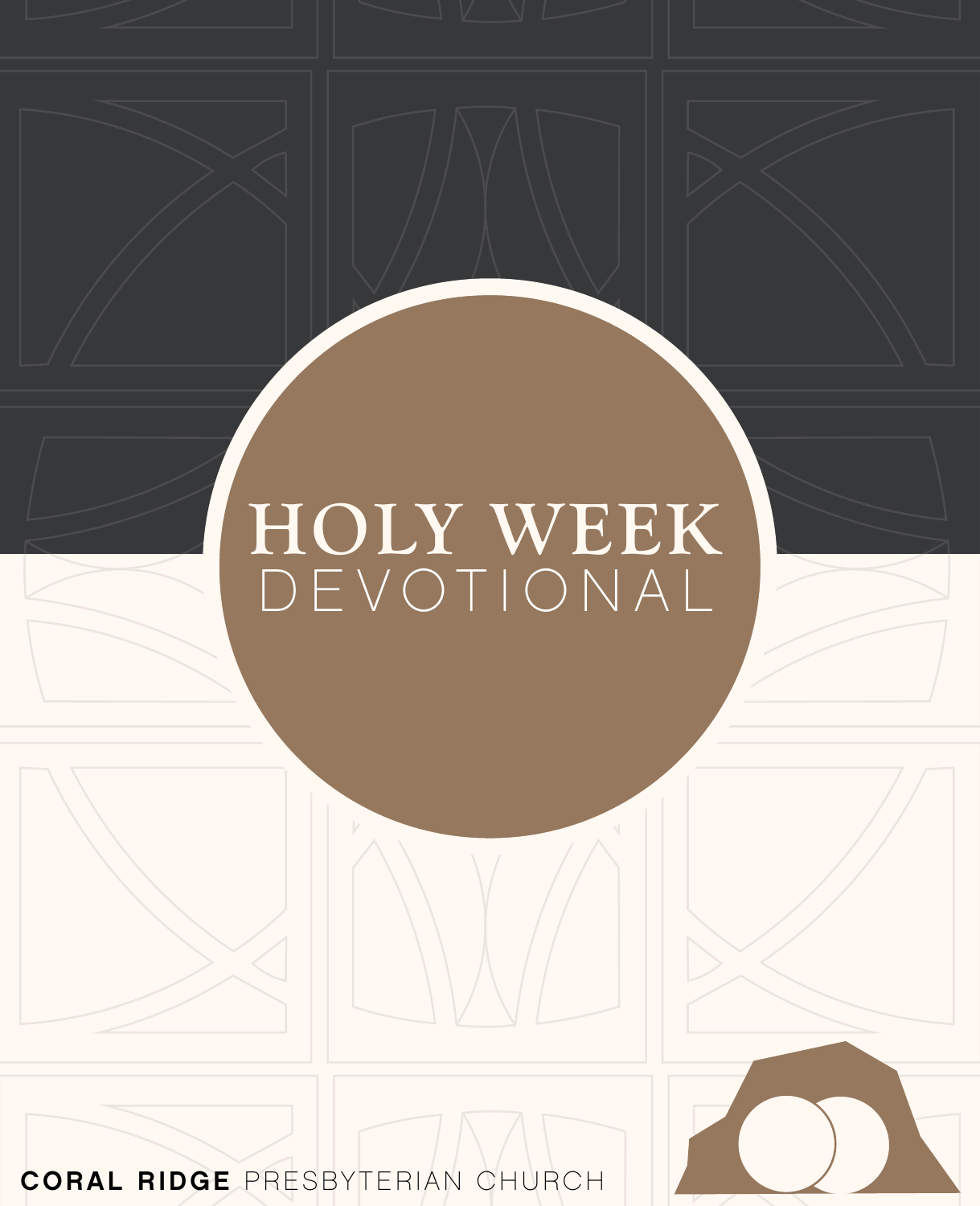# HOLY WEEK
## DEVOTIONAL

**CORAL RIDGE** PRESBYTERIAN CHURCH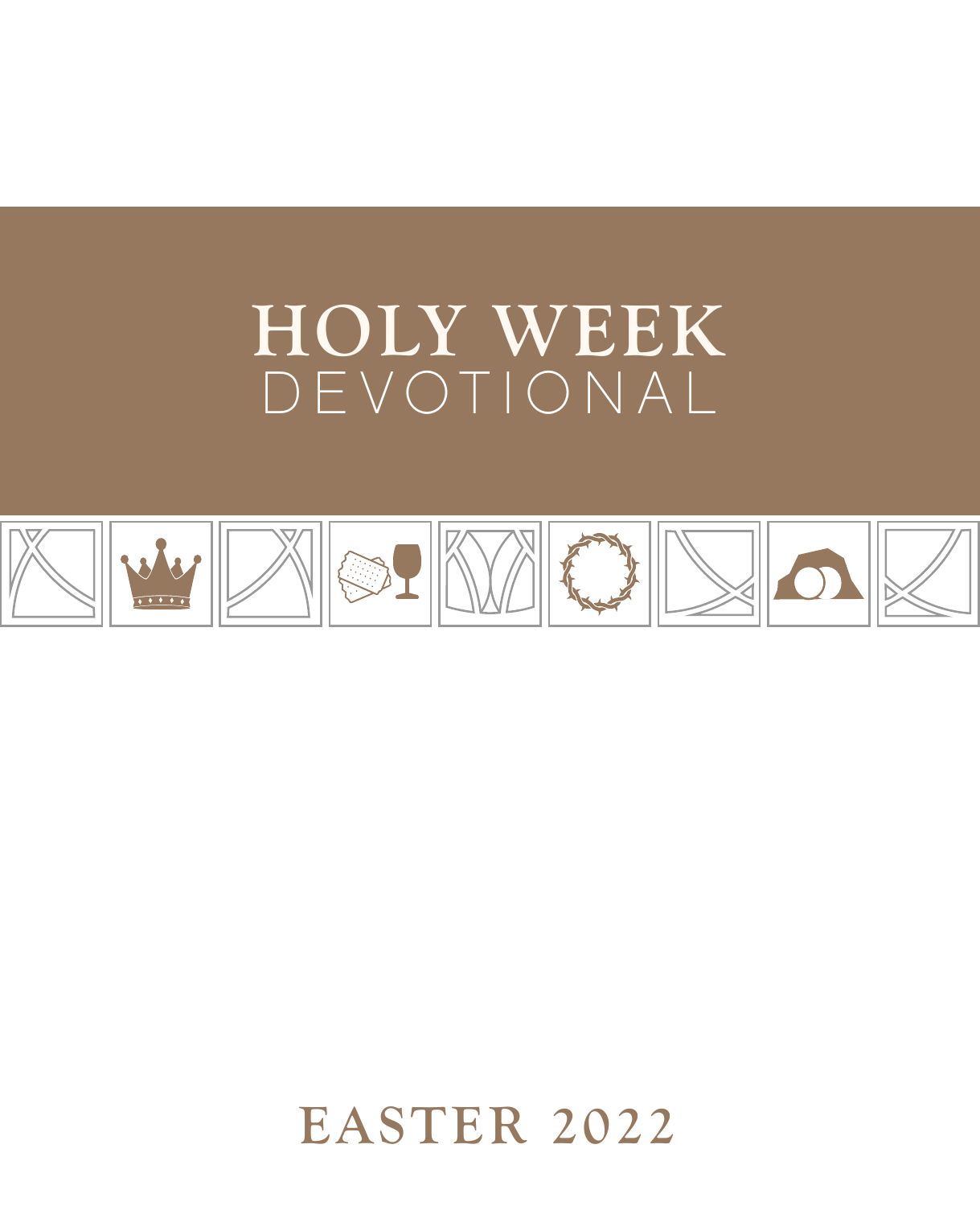# HOLY WEEK
## DEVOTIONAL

EASTER 2022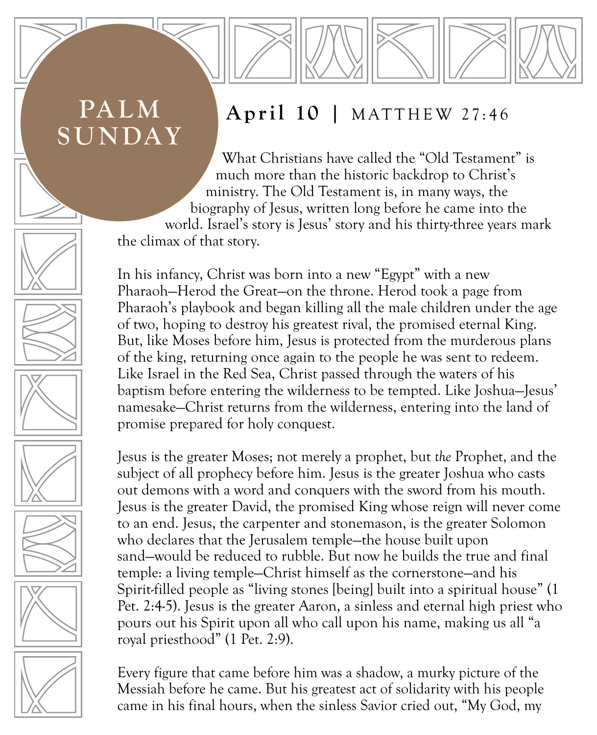# PALM SUNDAY

## **April 10** | MATTHEW 27:46

What Christians have called the "Old Testament" is much more than the historic backdrop to Christ's ministry. The Old Testament is, in many ways, the biography of Jesus, written long before he came into the world. Israel's story is Jesus' story and his thirty-three years mark the climax of that story.

In his infancy, Christ was born into a new "Egypt" with a new Pharaoh—Herod the Great—on the throne. Herod took a page from Pharaoh's playbook and began killing all the male children under the age of two, hoping to destroy his greatest rival, the promised eternal King. But, like Moses before him, Jesus is protected from the murderous plans of the king, returning once again to the people he was sent to redeem. Like Israel in the Red Sea, Christ passed through the waters of his baptism before entering the wilderness to be tempted. Like Joshua—Jesus' namesake—Christ returns from the wilderness, entering into the land of promise prepared for holy conquest.

Jesus is the greater Moses; not merely a prophet, but *the* Prophet, and the subject of all prophecy before him. Jesus is the greater Joshua who casts out demons with a word and conquers with the sword from his mouth. Jesus is the greater David, the promised King whose reign will never come to an end. Jesus, the carpenter and stonemason, is the greater Solomon who declares that the Jerusalem temple—the house built upon sand—would be reduced to rubble. But now he builds the true and final temple: a living temple—Christ himself as the cornerstone—and his Spirit-filled people as "living stones [being] built into a spiritual house" (1 Pet. 2:4-5). Jesus is the greater Aaron, a sinless and eternal high priest who pours out his Spirit upon all who call upon his name, making us all "a royal priesthood" (1 Pet. 2:9).

Every figure that came before him was a shadow, a murky picture of the Messiah before he came. But his greatest act of solidarity with his people came in his final hours, when the sinless Savior cried out, "My God, my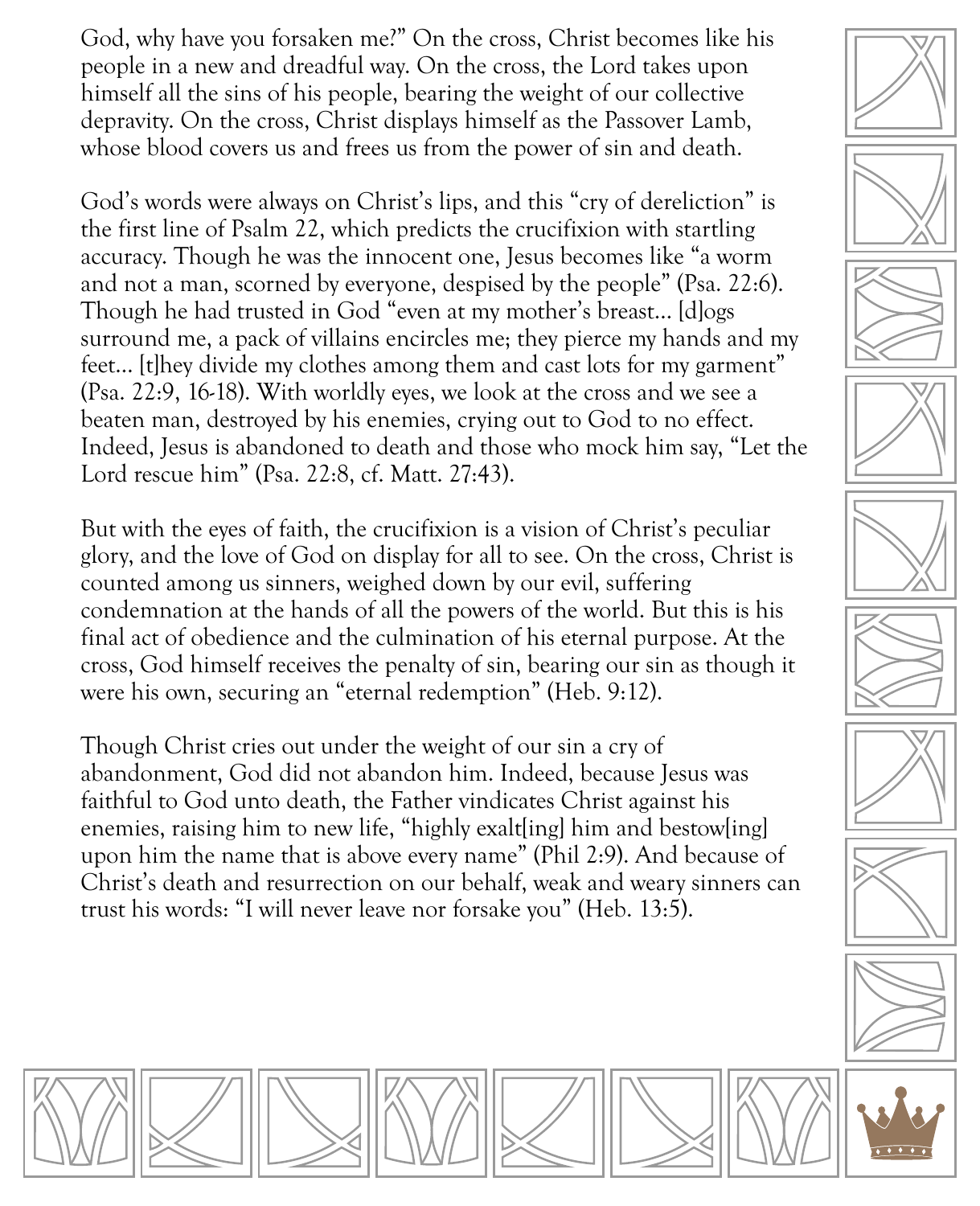God, why have you forsaken me?" On the cross, Christ becomes like his people in a new and dreadful way. On the cross, the Lord takes upon himself all the sins of his people, bearing the weight of our collective depravity. On the cross, Christ displays himself as the Passover Lamb, whose blood covers us and frees us from the power of sin and death.

God's words were always on Christ's lips, and this "cry of dereliction" is the first line of Psalm 22, which predicts the crucifixion with startling accuracy. Though he was the innocent one, Jesus becomes like "a worm and not a man, scorned by everyone, despised by the people" (Psa. 22:6). Though he had trusted in God "even at my mother's breast… [d]ogs surround me, a pack of villains encircles me; they pierce my hands and my feet… [t]hey divide my clothes among them and cast lots for my garment" (Psa. 22:9, 16-18). With worldly eyes, we look at the cross and we see a beaten man, destroyed by his enemies, crying out to God to no effect. Indeed, Jesus is abandoned to death and those who mock him say, "Let the Lord rescue him" (Psa. 22:8, cf. Matt. 27:43).

But with the eyes of faith, the crucifixion is a vision of Christ's peculiar glory, and the love of God on display for all to see. On the cross, Christ is counted among us sinners, weighed down by our evil, suffering condemnation at the hands of all the powers of the world. But this is his final act of obedience and the culmination of his eternal purpose. At the cross, God himself receives the penalty of sin, bearing our sin as though it were his own, securing an "eternal redemption" (Heb. 9:12).

Though Christ cries out under the weight of our sin a cry of abandonment, God did not abandon him. Indeed, because Jesus was faithful to God unto death, the Father vindicates Christ against his enemies, raising him to new life, "highly exalt[ing] him and bestow[ing] upon him the name that is above every name" (Phil 2:9). And because of Christ's death and resurrection on our behalf, weak and weary sinners can trust his words: "I will never leave nor forsake you" (Heb. 13:5).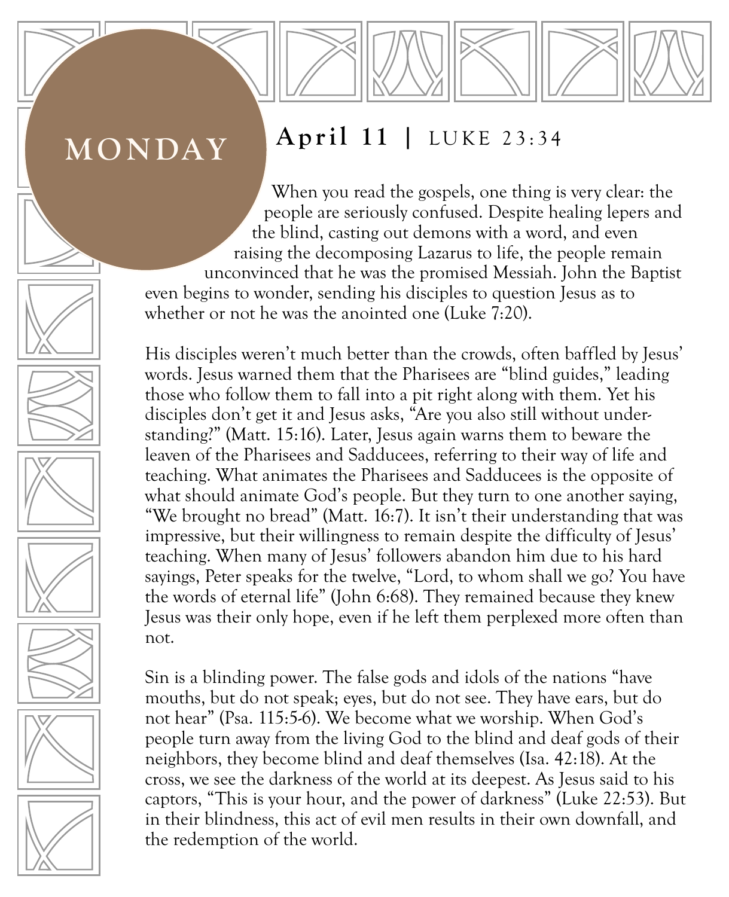# MONDAY

## **April 11** | LUKE 23:34

When you read the gospels, one thing is very clear: the people are seriously confused. Despite healing lepers and the blind, casting out demons with a word, and even raising the decomposing Lazarus to life, the people remain unconvinced that he was the promised Messiah. John the Baptist even begins to wonder, sending his disciples to question Jesus as to whether or not he was the anointed one (Luke 7:20).

His disciples weren't much better than the crowds, often baffled by Jesus' words. Jesus warned them that the Pharisees are "blind guides," leading those who follow them to fall into a pit right along with them. Yet his disciples don't get it and Jesus asks, "Are you also still without understanding?" (Matt. 15:16). Later, Jesus again warns them to beware the leaven of the Pharisees and Sadducees, referring to their way of life and teaching. What animates the Pharisees and Sadducees is the opposite of what should animate God's people. But they turn to one another saying, "We brought no bread" (Matt. 16:7). It isn't their understanding that was impressive, but their willingness to remain despite the difficulty of Jesus' teaching. When many of Jesus' followers abandon him due to his hard sayings, Peter speaks for the twelve, "Lord, to whom shall we go? You have the words of eternal life" (John 6:68). They remained because they knew Jesus was their only hope, even if he left them perplexed more often than not.

Sin is a blinding power. The false gods and idols of the nations "have mouths, but do not speak; eyes, but do not see. They have ears, but do not hear" (Psa. 115:5-6). We become what we worship. When God's people turn away from the living God to the blind and deaf gods of their neighbors, they become blind and deaf themselves (Isa. 42:18). At the cross, we see the darkness of the world at its deepest. As Jesus said to his captors, "This is your hour, and the power of darkness" (Luke 22:53). But in their blindness, this act of evil men results in their own downfall, and the redemption of the world.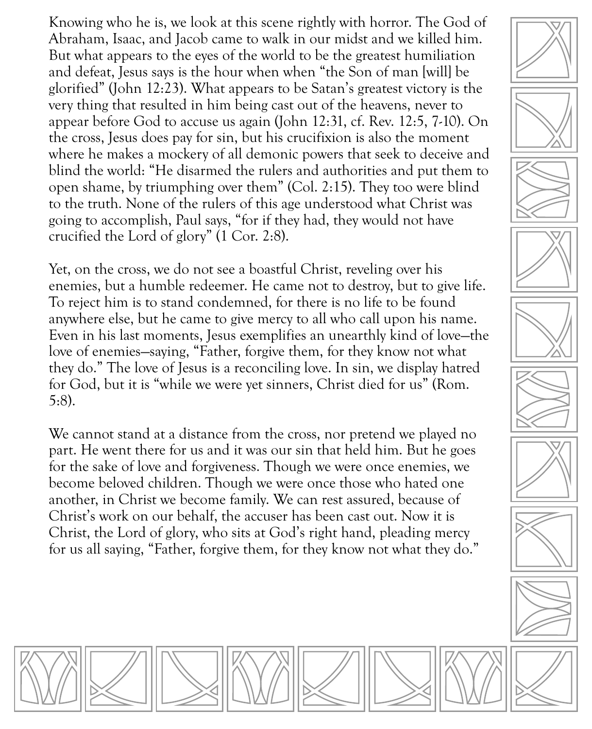Knowing who he is, we look at this scene rightly with horror. The God of Abraham, Isaac, and Jacob came to walk in our midst and we killed him. But what appears to the eyes of the world to be the greatest humiliation and defeat, Jesus says is the hour when when "the Son of man [will] be glorified" (John 12:23). What appears to be Satan's greatest victory is the very thing that resulted in him being cast out of the heavens, never to appear before God to accuse us again (John 12:31, cf. Rev. 12:5, 7-10). On the cross, Jesus does pay for sin, but his crucifixion is also the moment where he makes a mockery of all demonic powers that seek to deceive and blind the world: "He disarmed the rulers and authorities and put them to open shame, by triumphing over them" (Col. 2:15). They too were blind to the truth. None of the rulers of this age understood what Christ was going to accomplish, Paul says, "for if they had, they would not have crucified the Lord of glory" (1 Cor. 2:8).

Yet, on the cross, we do not see a boastful Christ, reveling over his enemies, but a humble redeemer. He came not to destroy, but to give life. To reject him is to stand condemned, for there is no life to be found anywhere else, but he came to give mercy to all who call upon his name. Even in his last moments, Jesus exemplifies an unearthly kind of love—the love of enemies—saying, "Father, forgive them, for they know not what they do." The love of Jesus is a reconciling love. In sin, we display hatred for God, but it is "while we were yet sinners, Christ died for us" (Rom. 5:8).

We cannot stand at a distance from the cross, nor pretend we played no part. He went there for us and it was our sin that held him. But he goes for the sake of love and forgiveness. Though we were once enemies, we become beloved children. Though we were once those who hated one another, in Christ we become family. We can rest assured, because of Christ's work on our behalf, the accuser has been cast out. Now it is Christ, the Lord of glory, who sits at God's right hand, pleading mercy for us all saying, "Father, forgive them, for they know not what they do."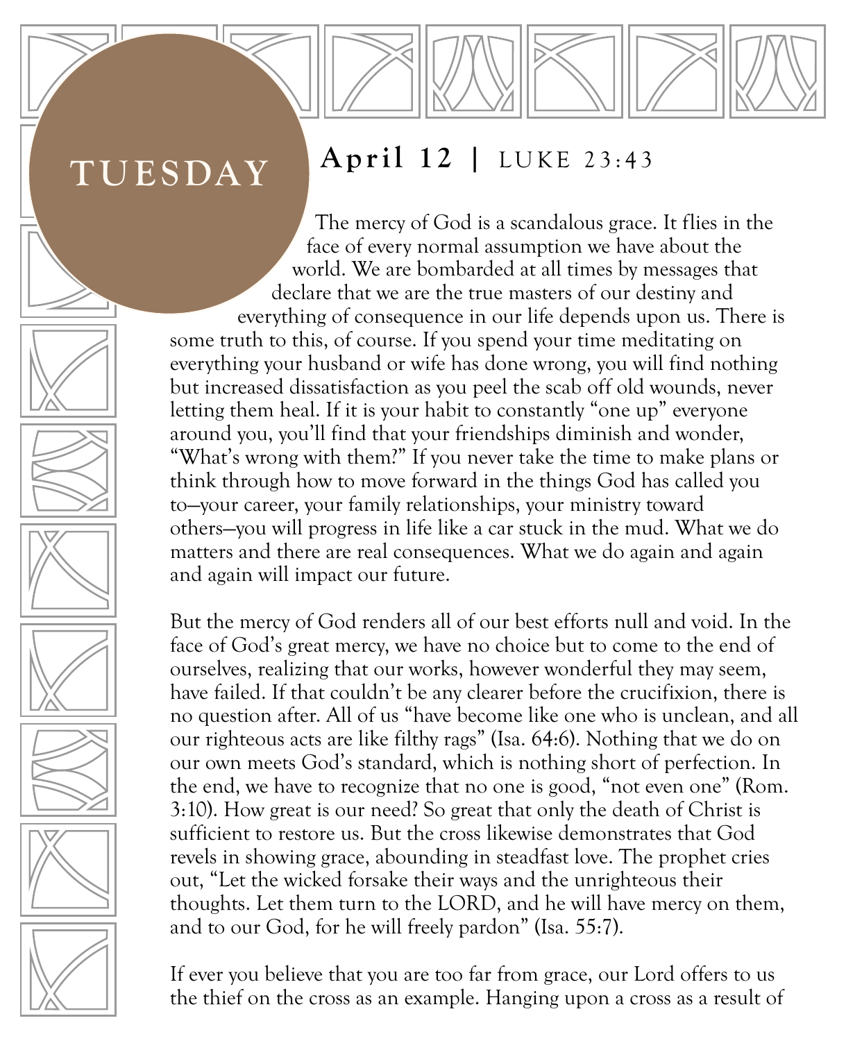## TUESDAY

**April 12** | LUKE 23:43

The mercy of God is a scandalous grace. It flies in the face of every normal assumption we have about the world. We are bombarded at all times by messages that declare that we are the true masters of our destiny and everything of consequence in our life depends upon us. There is some truth to this, of course. If you spend your time meditating on everything your husband or wife has done wrong, you will find nothing but increased dissatisfaction as you peel the scab off old wounds, never letting them heal. If it is your habit to constantly "one up" everyone around you, you'll find that your friendships diminish and wonder, "What's wrong with them?" If you never take the time to make plans or think through how to move forward in the things God has called you to—your career, your family relationships, your ministry toward others—you will progress in life like a car stuck in the mud. What we do matters and there are real consequences. What we do again and again and again will impact our future.

But the mercy of God renders all of our best efforts null and void. In the face of God's great mercy, we have no choice but to come to the end of ourselves, realizing that our works, however wonderful they may seem, have failed. If that couldn't be any clearer before the crucifixion, there is no question after. All of us "have become like one who is unclean, and all our righteous acts are like filthy rags" (Isa. 64:6). Nothing that we do on our own meets God's standard, which is nothing short of perfection. In the end, we have to recognize that no one is good, "not even one" (Rom. 3:10). How great is our need? So great that only the death of Christ is sufficient to restore us. But the cross likewise demonstrates that God revels in showing grace, abounding in steadfast love. The prophet cries out, "Let the wicked forsake their ways and the unrighteous their thoughts. Let them turn to the LORD, and he will have mercy on them, and to our God, for he will freely pardon" (Isa. 55:7).

If ever you believe that you are too far from grace, our Lord offers to us the thief on the cross as an example. Hanging upon a cross as a result of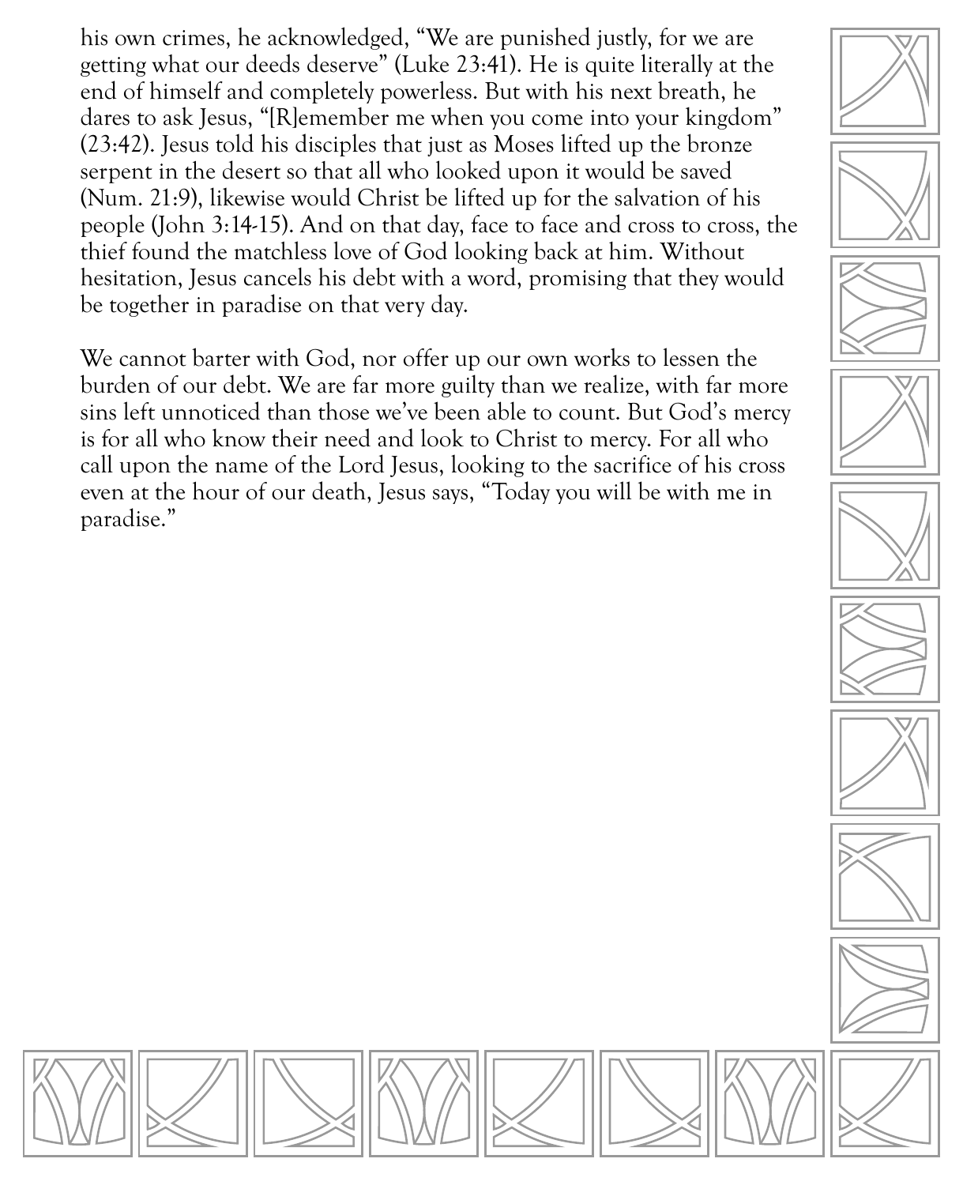his own crimes, he acknowledged, "We are punished justly, for we are getting what our deeds deserve" (Luke 23:41). He is quite literally at the end of himself and completely powerless. But with his next breath, he dares to ask Jesus, "[R]emember me when you come into your kingdom" (23:42). Jesus told his disciples that just as Moses lifted up the bronze serpent in the desert so that all who looked upon it would be saved (Num. 21:9), likewise would Christ be lifted up for the salvation of his people (John 3:14-15). And on that day, face to face and cross to cross, the thief found the matchless love of God looking back at him. Without hesitation, Jesus cancels his debt with a word, promising that they would be together in paradise on that very day.

We cannot barter with God, nor offer up our own works to lessen the burden of our debt. We are far more guilty than we realize, with far more sins left unnoticed than those we've been able to count. But God's mercy is for all who know their need and look to Christ to mercy. For all who call upon the name of the Lord Jesus, looking to the sacrifice of his cross even at the hour of our death, Jesus says, "Today you will be with me in paradise."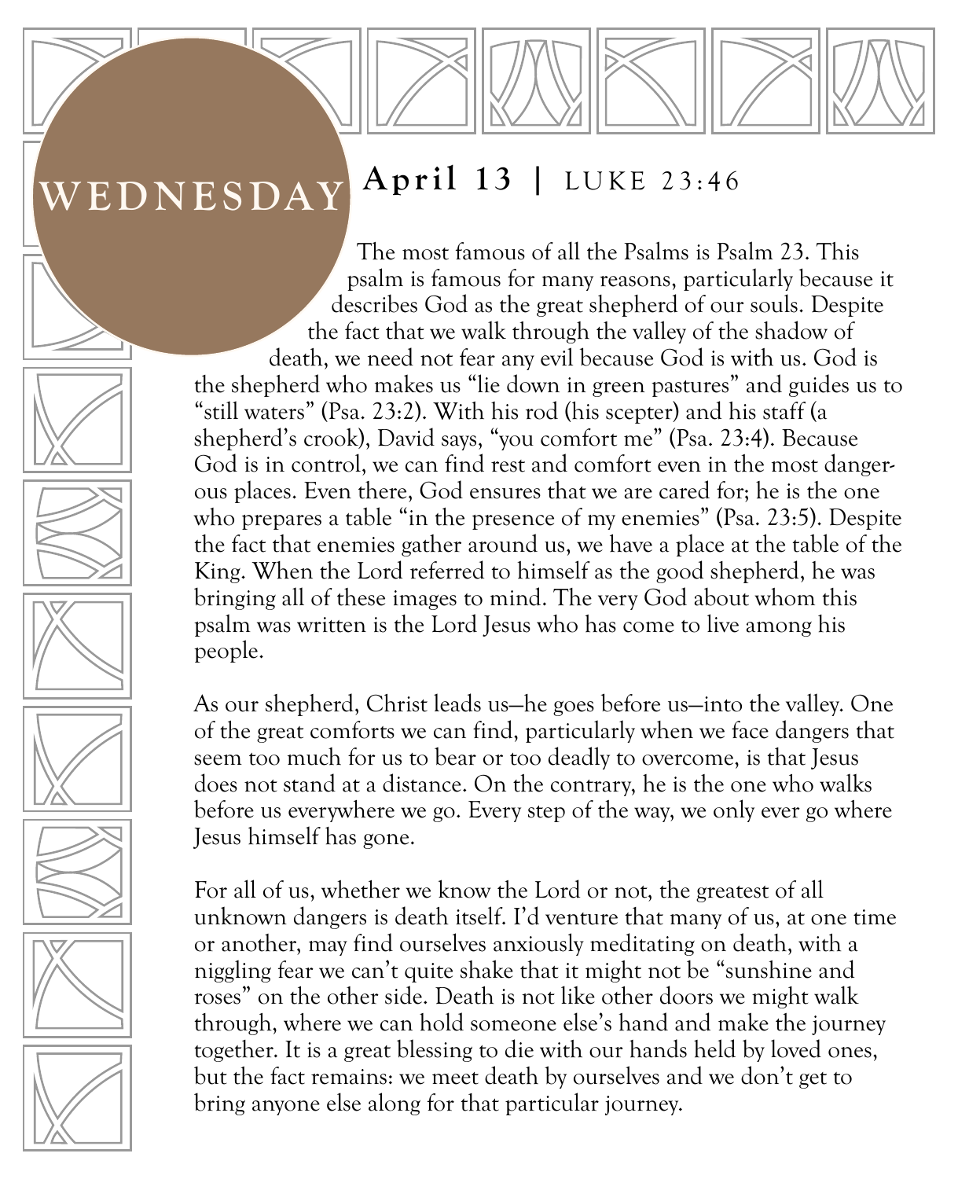# WEDNESDAY

## **April 13** | LUKE 23:46

The most famous of all the Psalms is Psalm 23. This psalm is famous for many reasons, particularly because it describes God as the great shepherd of our souls. Despite the fact that we walk through the valley of the shadow of death, we need not fear any evil because God is with us. God is the shepherd who makes us "lie down in green pastures" and guides us to "still waters" (Psa. 23:2). With his rod (his scepter) and his staff (a shepherd's crook), David says, "you comfort me" (Psa. 23:4). Because God is in control, we can find rest and comfort even in the most dangerous places. Even there, God ensures that we are cared for; he is the one who prepares a table "in the presence of my enemies" (Psa. 23:5). Despite the fact that enemies gather around us, we have a place at the table of the King. When the Lord referred to himself as the good shepherd, he was bringing all of these images to mind. The very God about whom this psalm was written is the Lord Jesus who has come to live among his people.

As our shepherd, Christ leads us—he goes before us—into the valley. One of the great comforts we can find, particularly when we face dangers that seem too much for us to bear or too deadly to overcome, is that Jesus does not stand at a distance. On the contrary, he is the one who walks before us everywhere we go. Every step of the way, we only ever go where Jesus himself has gone.

For all of us, whether we know the Lord or not, the greatest of all unknown dangers is death itself. I'd venture that many of us, at one time or another, may find ourselves anxiously meditating on death, with a niggling fear we can't quite shake that it might not be "sunshine and roses" on the other side. Death is not like other doors we might walk through, where we can hold someone else's hand and make the journey together. It is a great blessing to die with our hands held by loved ones, but the fact remains: we meet death by ourselves and we don't get to bring anyone else along for that particular journey.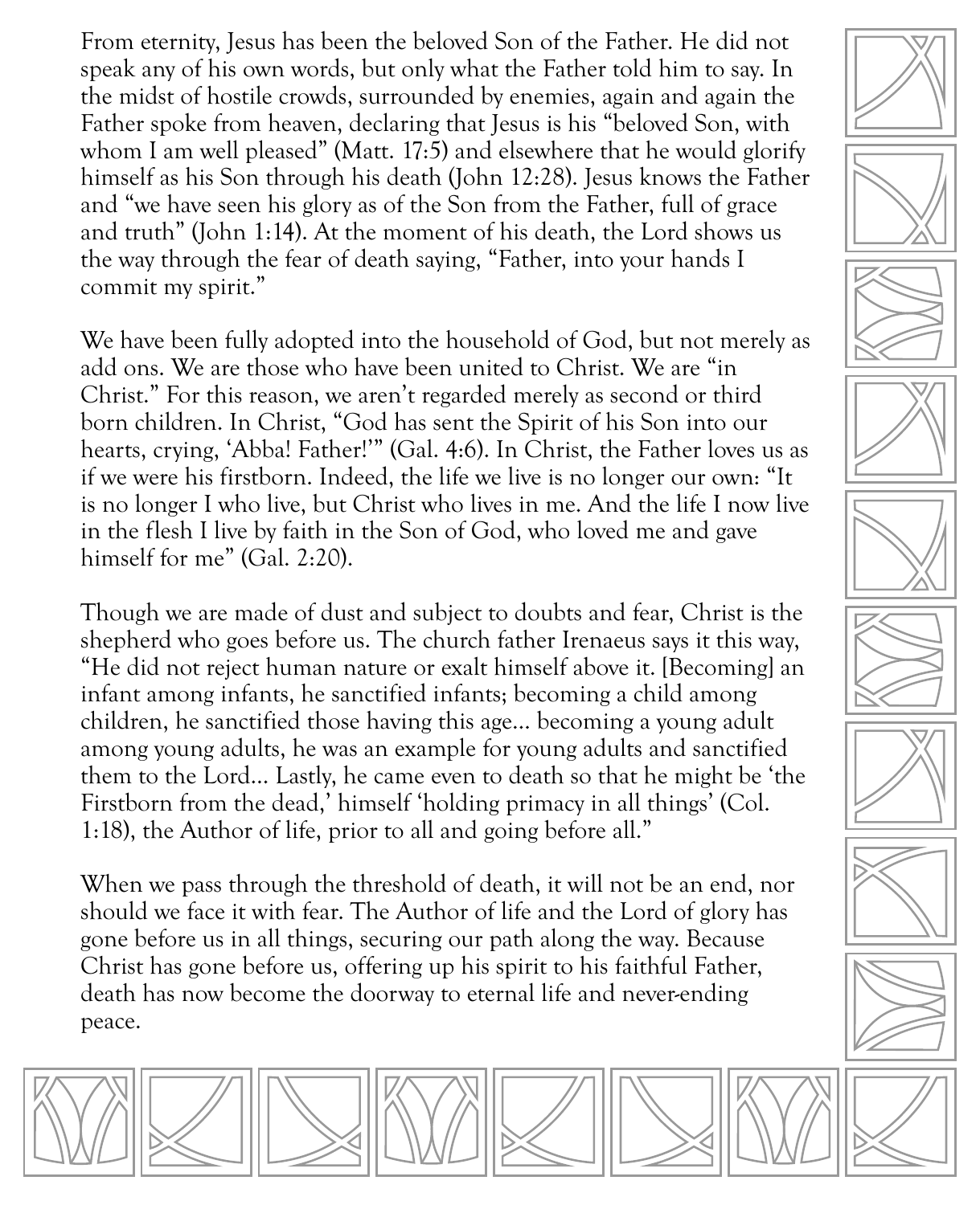From eternity, Jesus has been the beloved Son of the Father. He did not speak any of his own words, but only what the Father told him to say. In the midst of hostile crowds, surrounded by enemies, again and again the Father spoke from heaven, declaring that Jesus is his "beloved Son, with whom I am well pleased" (Matt. 17:5) and elsewhere that he would glorify himself as his Son through his death (John 12:28). Jesus knows the Father and "we have seen his glory as of the Son from the Father, full of grace and truth" (John 1:14). At the moment of his death, the Lord shows us the way through the fear of death saying, "Father, into your hands I commit my spirit."

We have been fully adopted into the household of God, but not merely as add ons. We are those who have been united to Christ. We are "in Christ." For this reason, we aren't regarded merely as second or third born children. In Christ, "God has sent the Spirit of his Son into our hearts, crying, 'Abba! Father!'" (Gal. 4:6). In Christ, the Father loves us as if we were his firstborn. Indeed, the life we live is no longer our own: "It is no longer I who live, but Christ who lives in me. And the life I now live in the flesh I live by faith in the Son of God, who loved me and gave himself for me" (Gal. 2:20).

Though we are made of dust and subject to doubts and fear, Christ is the shepherd who goes before us. The church father Irenaeus says it this way, "He did not reject human nature or exalt himself above it. [Becoming] an infant among infants, he sanctified infants; becoming a child among children, he sanctified those having this age… becoming a young adult among young adults, he was an example for young adults and sanctified them to the Lord… Lastly, he came even to death so that he might be 'the Firstborn from the dead,' himself 'holding primacy in all things' (Col. 1:18), the Author of life, prior to all and going before all."

When we pass through the threshold of death, it will not be an end, nor should we face it with fear. The Author of life and the Lord of glory has gone before us in all things, securing our path along the way. Because Christ has gone before us, offering up his spirit to his faithful Father, death has now become the doorway to eternal life and never-ending peace.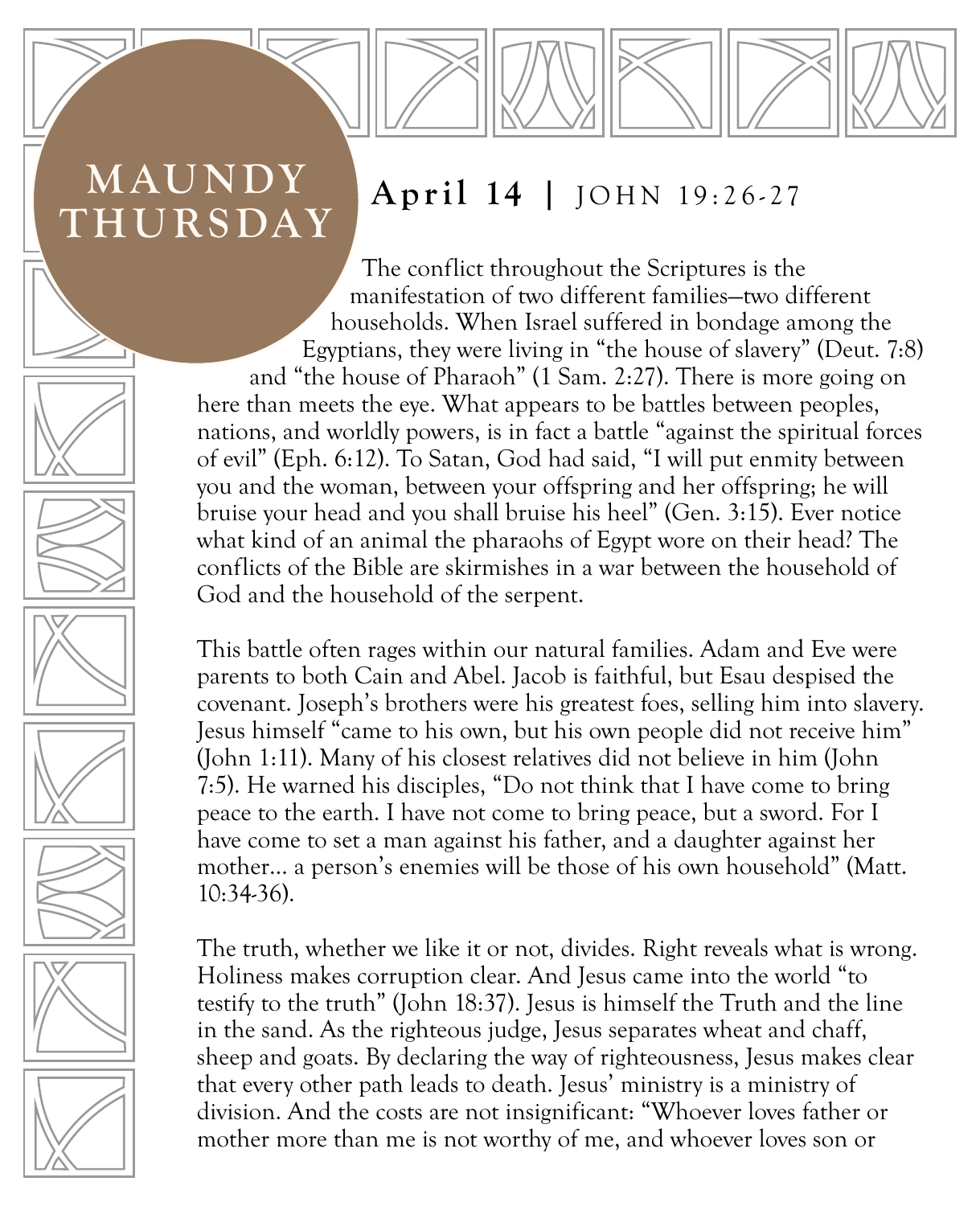# MAUNDY THURSDAY

## **April 14** | JOHN 19:26-27

The conflict throughout the Scriptures is the manifestation of two different families—two different households. When Israel suffered in bondage among the Egyptians, they were living in "the house of slavery" (Deut. 7:8) and "the house of Pharaoh" (1 Sam. 2:27). There is more going on here than meets the eye. What appears to be battles between peoples, nations, and worldly powers, is in fact a battle "against the spiritual forces of evil" (Eph. 6:12). To Satan, God had said, "I will put enmity between you and the woman, between your offspring and her offspring; he will bruise your head and you shall bruise his heel" (Gen. 3:15). Ever notice what kind of an animal the pharaohs of Egypt wore on their head? The conflicts of the Bible are skirmishes in a war between the household of God and the household of the serpent.

This battle often rages within our natural families. Adam and Eve were parents to both Cain and Abel. Jacob is faithful, but Esau despised the covenant. Joseph's brothers were his greatest foes, selling him into slavery. Jesus himself "came to his own, but his own people did not receive him" (John 1:11). Many of his closest relatives did not believe in him (John 7:5). He warned his disciples, "Do not think that I have come to bring peace to the earth. I have not come to bring peace, but a sword. For I have come to set a man against his father, and a daughter against her mother… a person's enemies will be those of his own household" (Matt. 10:34-36).

The truth, whether we like it or not, divides. Right reveals what is wrong. Holiness makes corruption clear. And Jesus came into the world "to testify to the truth" (John 18:37). Jesus is himself the Truth and the line in the sand. As the righteous judge, Jesus separates wheat and chaff, sheep and goats. By declaring the way of righteousness, Jesus makes clear that every other path leads to death. Jesus' ministry is a ministry of division. And the costs are not insignificant: "Whoever loves father or mother more than me is not worthy of me, and whoever loves son or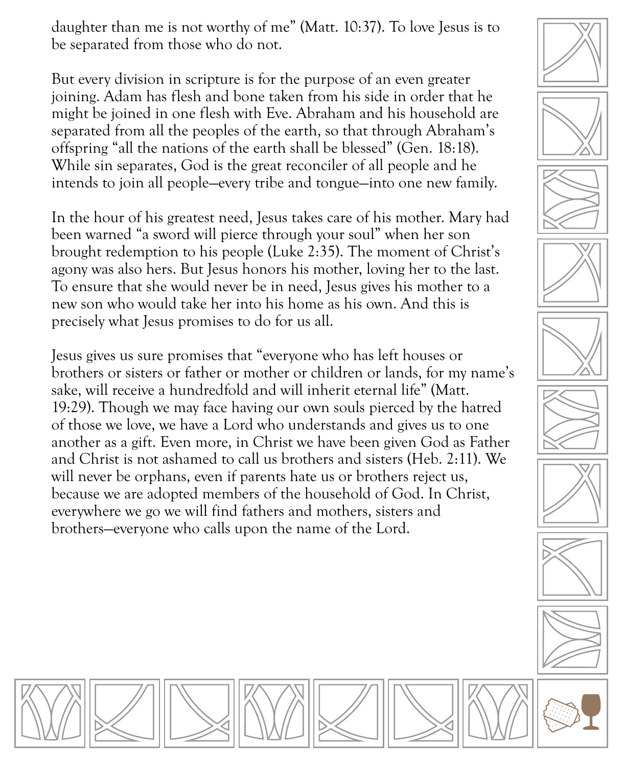daughter than me is not worthy of me" (Matt. 10:37). To love Jesus is to be separated from those who do not.

But every division in scripture is for the purpose of an even greater joining. Adam has flesh and bone taken from his side in order that he might be joined in one flesh with Eve. Abraham and his household are separated from all the peoples of the earth, so that through Abraham's offspring "all the nations of the earth shall be blessed" (Gen. 18:18). While sin separates, God is the great reconciler of all people and he intends to join all people—every tribe and tongue—into one new family.

In the hour of his greatest need, Jesus takes care of his mother. Mary had been warned "a sword will pierce through your soul" when her son brought redemption to his people (Luke 2:35). The moment of Christ's agony was also hers. But Jesus honors his mother, loving her to the last. To ensure that she would never be in need, Jesus gives his mother to a new son who would take her into his home as his own. And this is precisely what Jesus promises to do for us all.

Jesus gives us sure promises that "everyone who has left houses or brothers or sisters or father or mother or children or lands, for my name's sake, will receive a hundredfold and will inherit eternal life" (Matt. 19:29). Though we may face having our own souls pierced by the hatred of those we love, we have a Lord who understands and gives us to one another as a gift. Even more, in Christ we have been given God as Father and Christ is not ashamed to call us brothers and sisters (Heb. 2:11). We will never be orphans, even if parents hate us or brothers reject us, because we are adopted members of the household of God. In Christ, everywhere we go we will find fathers and mothers, sisters and brothers—everyone who calls upon the name of the Lord.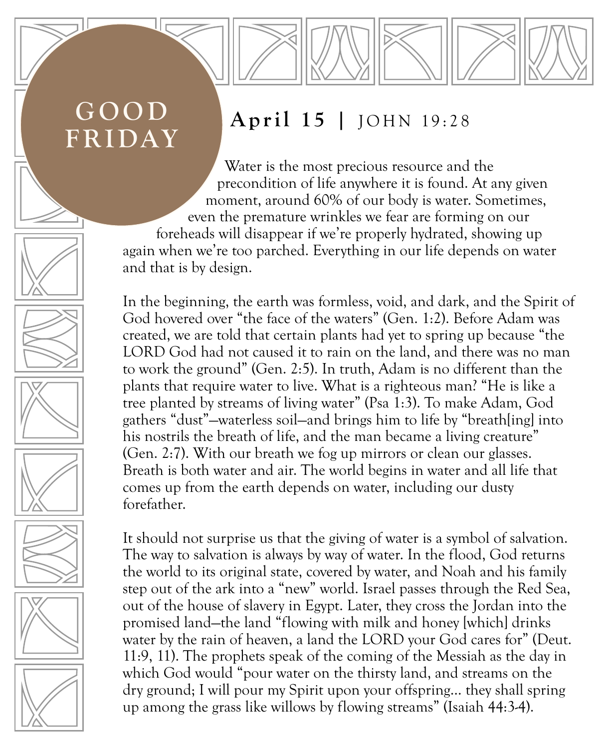# GOOD FRIDAY

## **April 15** | JOHN 19:28

Water is the most precious resource and the precondition of life anywhere it is found. At any given moment, around 60% of our body is water. Sometimes, even the premature wrinkles we fear are forming on our foreheads will disappear if we're properly hydrated, showing up again when we're too parched. Everything in our life depends on water and that is by design.

In the beginning, the earth was formless, void, and dark, and the Spirit of God hovered over "the face of the waters" (Gen. 1:2). Before Adam was created, we are told that certain plants had yet to spring up because "the LORD God had not caused it to rain on the land, and there was no man to work the ground" (Gen. 2:5). In truth, Adam is no different than the plants that require water to live. What is a righteous man? "He is like a tree planted by streams of living water" (Psa 1:3). To make Adam, God gathers "dust"—waterless soil—and brings him to life by "breath[ing] into his nostrils the breath of life, and the man became a living creature" (Gen. 2:7). With our breath we fog up mirrors or clean our glasses. Breath is both water and air. The world begins in water and all life that comes up from the earth depends on water, including our dusty forefather.

It should not surprise us that the giving of water is a symbol of salvation. The way to salvation is always by way of water. In the flood, God returns the world to its original state, covered by water, and Noah and his family step out of the ark into a "new" world. Israel passes through the Red Sea, out of the house of slavery in Egypt. Later, they cross the Jordan into the promised land—the land "flowing with milk and honey [which] drinks water by the rain of heaven, a land the LORD your God cares for" (Deut. 11:9, 11). The prophets speak of the coming of the Messiah as the day in which God would "pour water on the thirsty land, and streams on the dry ground; I will pour my Spirit upon your offspring… they shall spring up among the grass like willows by flowing streams" (Isaiah 44:3-4).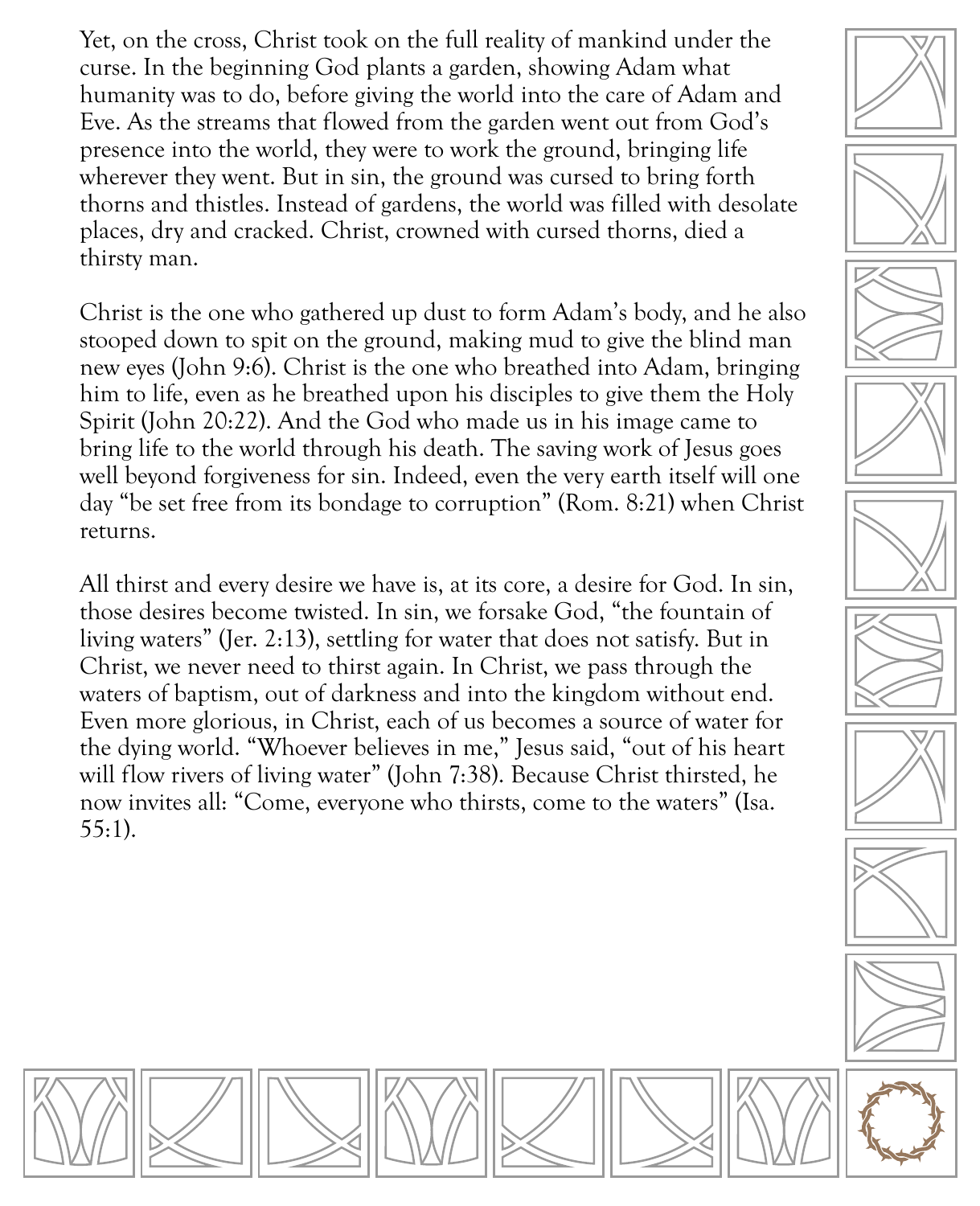Yet, on the cross, Christ took on the full reality of mankind under the curse. In the beginning God plants a garden, showing Adam what humanity was to do, before giving the world into the care of Adam and Eve. As the streams that flowed from the garden went out from God's presence into the world, they were to work the ground, bringing life wherever they went. But in sin, the ground was cursed to bring forth thorns and thistles. Instead of gardens, the world was filled with desolate places, dry and cracked. Christ, crowned with cursed thorns, died a thirsty man.

Christ is the one who gathered up dust to form Adam's body, and he also stooped down to spit on the ground, making mud to give the blind man new eyes (John 9:6). Christ is the one who breathed into Adam, bringing him to life, even as he breathed upon his disciples to give them the Holy Spirit (John 20:22). And the God who made us in his image came to bring life to the world through his death. The saving work of Jesus goes well beyond forgiveness for sin. Indeed, even the very earth itself will one day "be set free from its bondage to corruption" (Rom. 8:21) when Christ returns.

All thirst and every desire we have is, at its core, a desire for God. In sin, those desires become twisted. In sin, we forsake God, "the fountain of living waters" (Jer. 2:13), settling for water that does not satisfy. But in Christ, we never need to thirst again. In Christ, we pass through the waters of baptism, out of darkness and into the kingdom without end. Even more glorious, in Christ, each of us becomes a source of water for the dying world. "Whoever believes in me," Jesus said, "out of his heart will flow rivers of living water" (John 7:38). Because Christ thirsted, he now invites all: "Come, everyone who thirsts, come to the waters" (Isa. 55:1).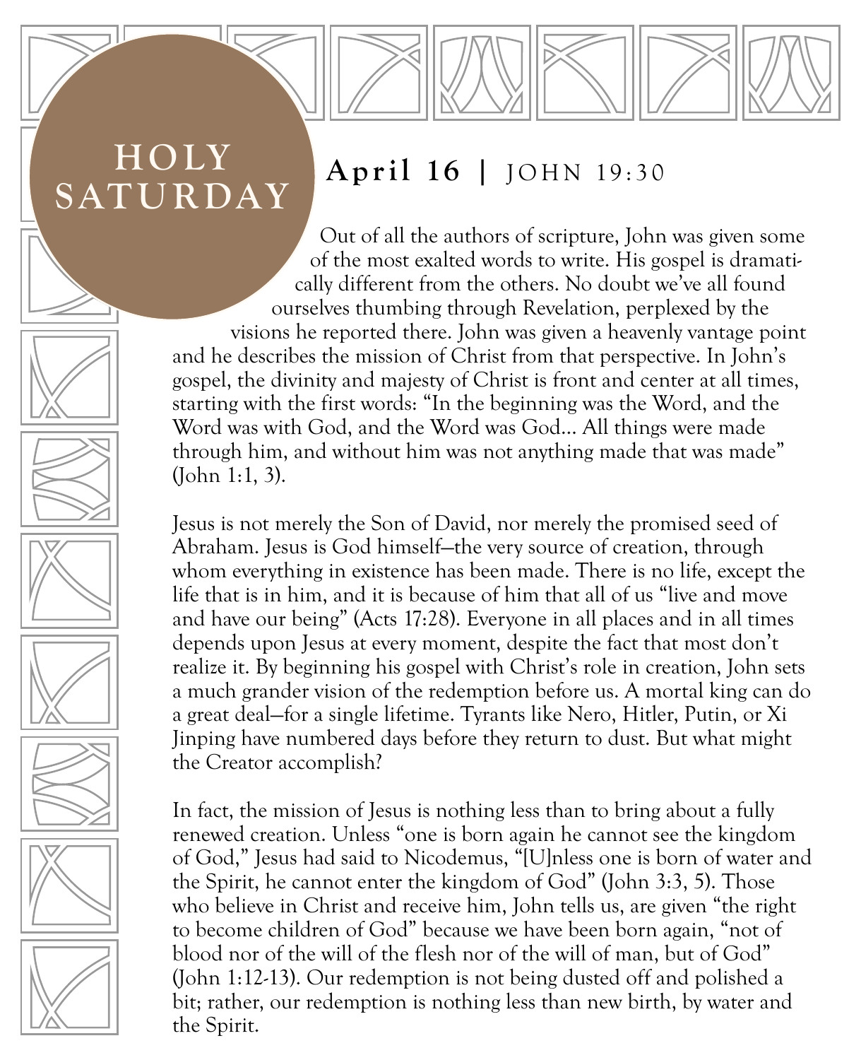# HOLY SATURDAY

## **April 16** | JOHN 19:30

Out of all the authors of scripture, John was given some of the most exalted words to write. His gospel is dramatically different from the others. No doubt we've all found ourselves thumbing through Revelation, perplexed by the visions he reported there. John was given a heavenly vantage point and he describes the mission of Christ from that perspective. In John's gospel, the divinity and majesty of Christ is front and center at all times, starting with the first words: "In the beginning was the Word, and the Word was with God, and the Word was God… All things were made through him, and without him was not anything made that was made" (John 1:1, 3).

Jesus is not merely the Son of David, nor merely the promised seed of Abraham. Jesus is God himself—the very source of creation, through whom everything in existence has been made. There is no life, except the life that is in him, and it is because of him that all of us "live and move and have our being" (Acts 17:28). Everyone in all places and in all times depends upon Jesus at every moment, despite the fact that most don't realize it. By beginning his gospel with Christ's role in creation, John sets a much grander vision of the redemption before us. A mortal king can do a great deal—for a single lifetime. Tyrants like Nero, Hitler, Putin, or Xi Jinping have numbered days before they return to dust. But what might the Creator accomplish?

In fact, the mission of Jesus is nothing less than to bring about a fully renewed creation. Unless "one is born again he cannot see the kingdom of God," Jesus had said to Nicodemus, "[U]nless one is born of water and the Spirit, he cannot enter the kingdom of God" (John 3:3, 5). Those who believe in Christ and receive him, John tells us, are given "the right to become children of God" because we have been born again, "not of blood nor of the will of the flesh nor of the will of man, but of God" (John 1:12-13). Our redemption is not being dusted off and polished a bit; rather, our redemption is nothing less than new birth, by water and the Spirit.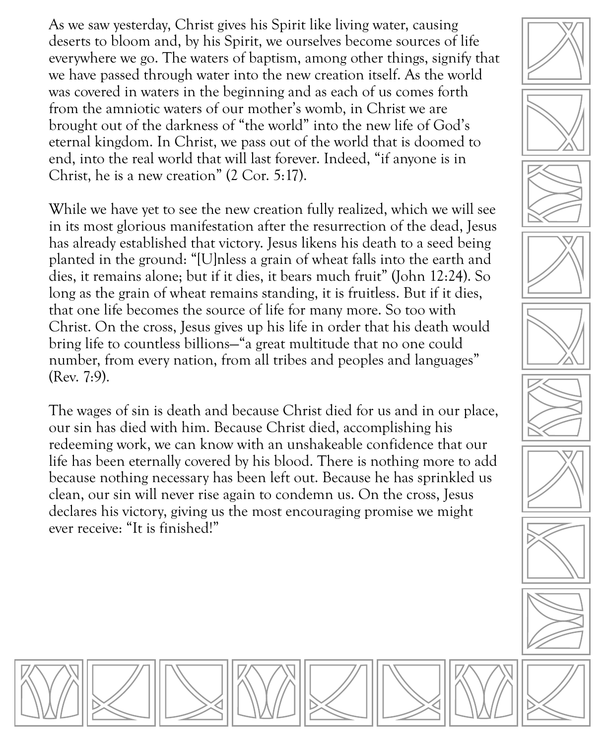As we saw yesterday, Christ gives his Spirit like living water, causing deserts to bloom and, by his Spirit, we ourselves become sources of life everywhere we go. The waters of baptism, among other things, signify that we have passed through water into the new creation itself. As the world was covered in waters in the beginning and as each of us comes forth from the amniotic waters of our mother's womb, in Christ we are brought out of the darkness of "the world" into the new life of God's eternal kingdom. In Christ, we pass out of the world that is doomed to end, into the real world that will last forever. Indeed, "if anyone is in Christ, he is a new creation" (2 Cor. 5:17).

While we have yet to see the new creation fully realized, which we will see in its most glorious manifestation after the resurrection of the dead, Jesus has already established that victory. Jesus likens his death to a seed being planted in the ground: "[U]nless a grain of wheat falls into the earth and dies, it remains alone; but if it dies, it bears much fruit" (John 12:24). So long as the grain of wheat remains standing, it is fruitless. But if it dies, that one life becomes the source of life for many more. So too with Christ. On the cross, Jesus gives up his life in order that his death would bring life to countless billions—"a great multitude that no one could number, from every nation, from all tribes and peoples and languages" (Rev. 7:9).

The wages of sin is death and because Christ died for us and in our place, our sin has died with him. Because Christ died, accomplishing his redeeming work, we can know with an unshakeable confidence that our life has been eternally covered by his blood. There is nothing more to add because nothing necessary has been left out. Because he has sprinkled us clean, our sin will never rise again to condemn us. On the cross, Jesus declares his victory, giving us the most encouraging promise we might ever receive: "It is finished!"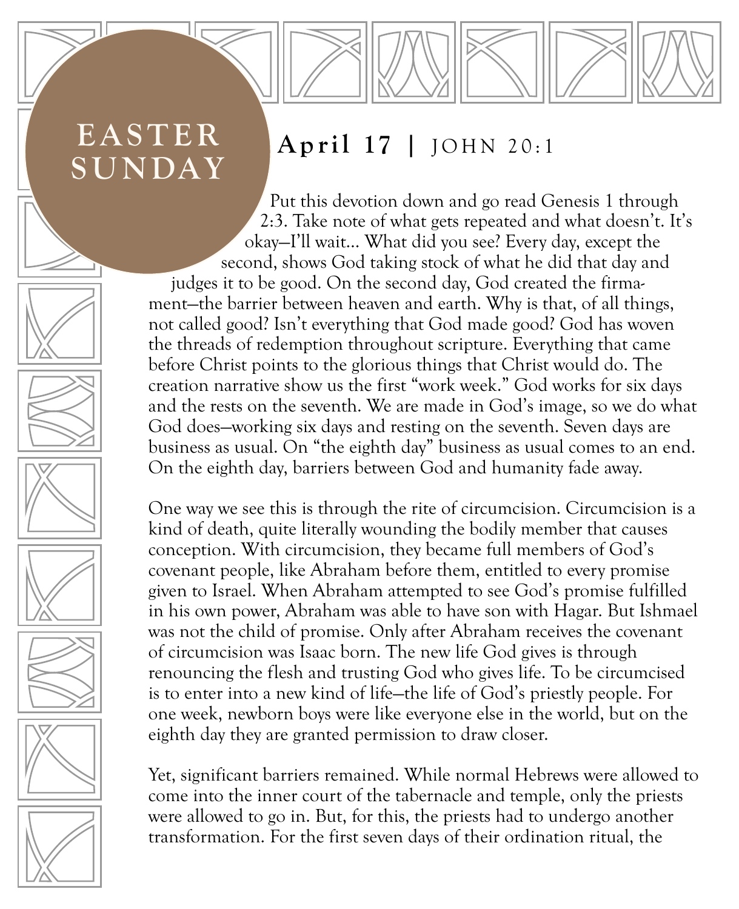# EASTER SUNDAY

## **April 17** | JOHN 20:1

Put this devotion down and go read Genesis 1 through 2:3. Take note of what gets repeated and what doesn't. It's okay—I'll wait... What did you see? Every day, except the second, shows God taking stock of what he did that day and judges it to be good. On the second day, God created the firmament—the barrier between heaven and earth. Why is that, of all things, not called good? Isn't everything that God made good? God has woven the threads of redemption throughout scripture. Everything that came before Christ points to the glorious things that Christ would do. The creation narrative show us the first "work week." God works for six days and the rests on the seventh. We are made in God's image, so we do what God does—working six days and resting on the seventh. Seven days are business as usual. On "the eighth day" business as usual comes to an end. On the eighth day, barriers between God and humanity fade away.

One way we see this is through the rite of circumcision. Circumcision is a kind of death, quite literally wounding the bodily member that causes conception. With circumcision, they became full members of God's covenant people, like Abraham before them, entitled to every promise given to Israel. When Abraham attempted to see God's promise fulfilled in his own power, Abraham was able to have son with Hagar. But Ishmael was not the child of promise. Only after Abraham receives the covenant of circumcision was Isaac born. The new life God gives is through renouncing the flesh and trusting God who gives life. To be circumcised is to enter into a new kind of life—the life of God's priestly people. For one week, newborn boys were like everyone else in the world, but on the eighth day they are granted permission to draw closer.

Yet, significant barriers remained. While normal Hebrews were allowed to come into the inner court of the tabernacle and temple, only the priests were allowed to go in. But, for this, the priests had to undergo another transformation. For the first seven days of their ordination ritual, the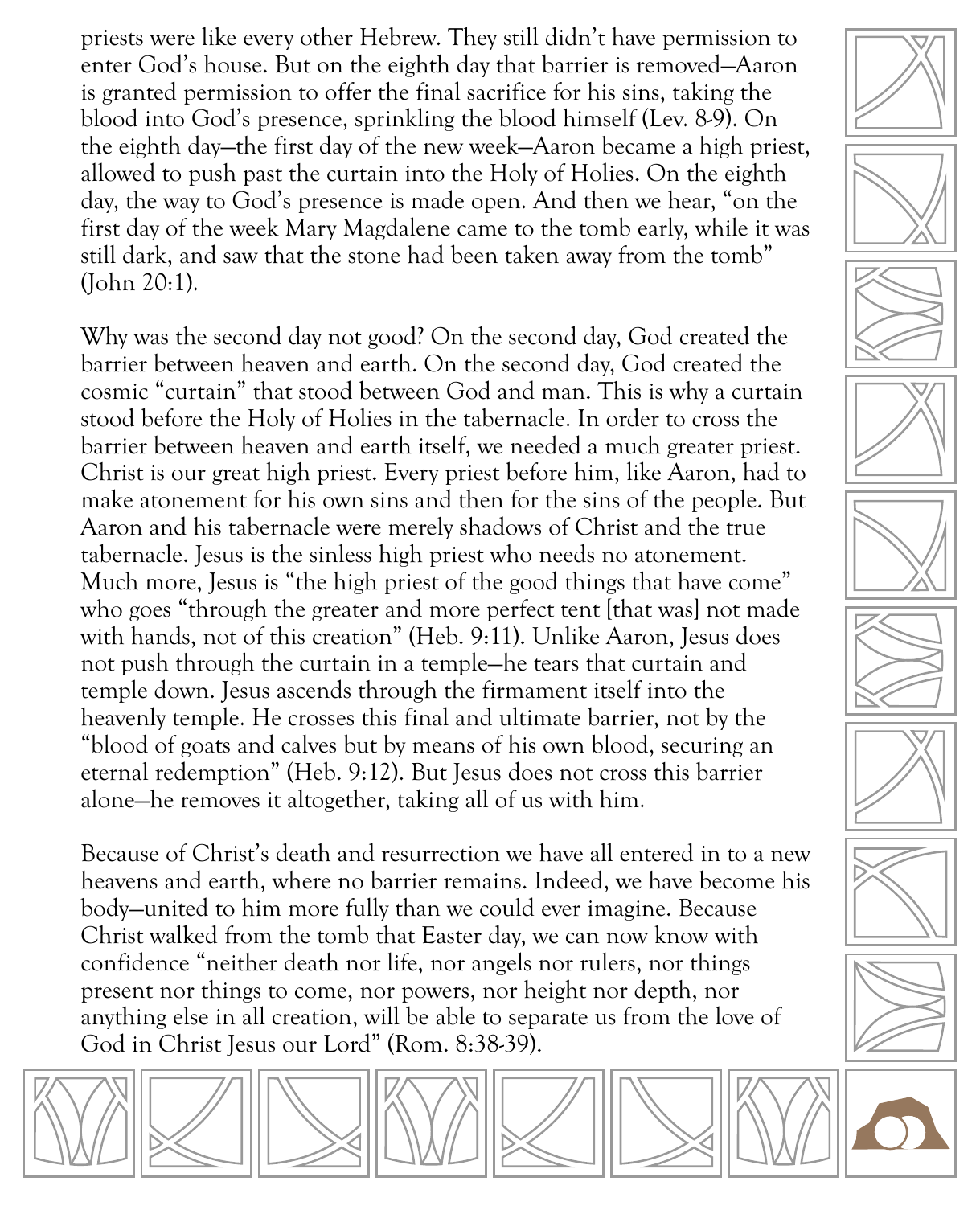priests were like every other Hebrew. They still didn't have permission to enter God's house. But on the eighth day that barrier is removed—Aaron is granted permission to offer the final sacrifice for his sins, taking the blood into God's presence, sprinkling the blood himself (Lev. 8-9). On the eighth day—the first day of the new week—Aaron became a high priest, allowed to push past the curtain into the Holy of Holies. On the eighth day, the way to God's presence is made open. And then we hear, "on the first day of the week Mary Magdalene came to the tomb early, while it was still dark, and saw that the stone had been taken away from the tomb" (John 20:1).

Why was the second day not good? On the second day, God created the barrier between heaven and earth. On the second day, God created the cosmic "curtain" that stood between God and man. This is why a curtain stood before the Holy of Holies in the tabernacle. In order to cross the barrier between heaven and earth itself, we needed a much greater priest. Christ is our great high priest. Every priest before him, like Aaron, had to make atonement for his own sins and then for the sins of the people. But Aaron and his tabernacle were merely shadows of Christ and the true tabernacle. Jesus is the sinless high priest who needs no atonement. Much more, Jesus is "the high priest of the good things that have come" who goes "through the greater and more perfect tent [that was] not made with hands, not of this creation" (Heb. 9:11). Unlike Aaron, Jesus does not push through the curtain in a temple—he tears that curtain and temple down. Jesus ascends through the firmament itself into the heavenly temple. He crosses this final and ultimate barrier, not by the "blood of goats and calves but by means of his own blood, securing an eternal redemption" (Heb. 9:12). But Jesus does not cross this barrier alone—he removes it altogether, taking all of us with him.

Because of Christ's death and resurrection we have all entered in to a new heavens and earth, where no barrier remains. Indeed, we have become his body—united to him more fully than we could ever imagine. Because Christ walked from the tomb that Easter day, we can now know with confidence "neither death nor life, nor angels nor rulers, nor things present nor things to come, nor powers, nor height nor depth, nor anything else in all creation, will be able to separate us from the love of God in Christ Jesus our Lord" (Rom. 8:38-39).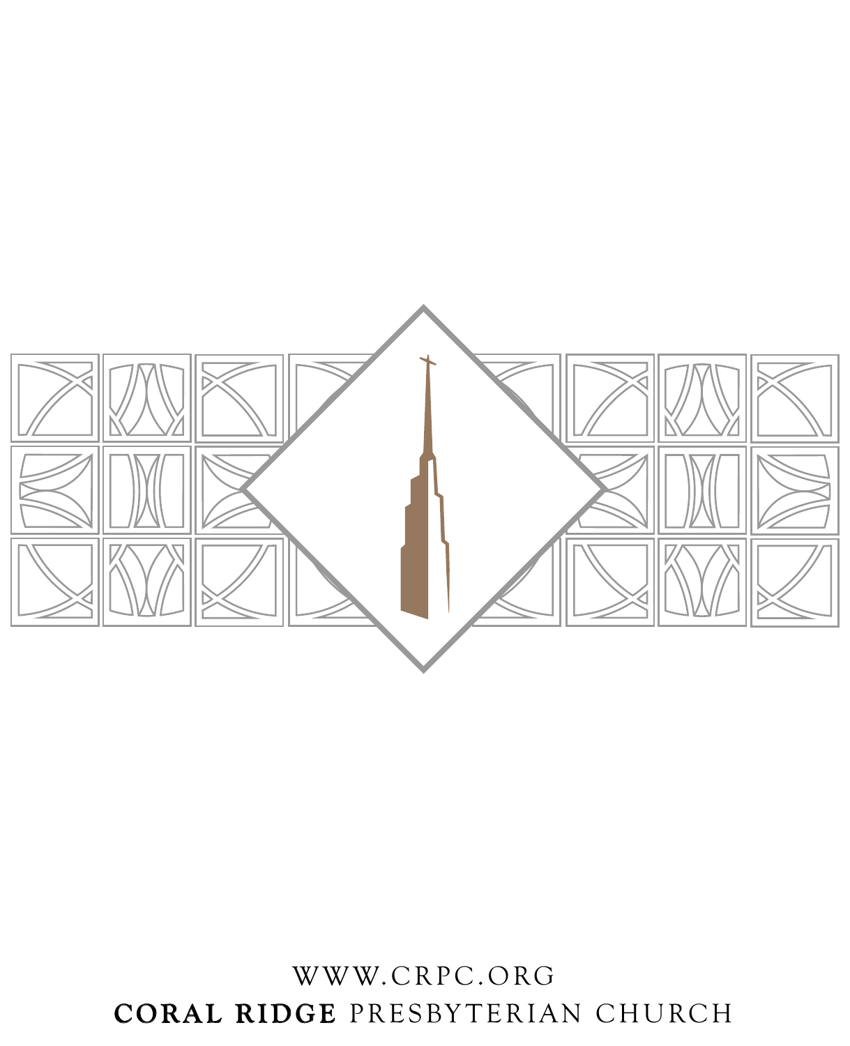WWW.CRPC.ORG

**CORAL RIDGE** PRESBYTERIAN CHURCH